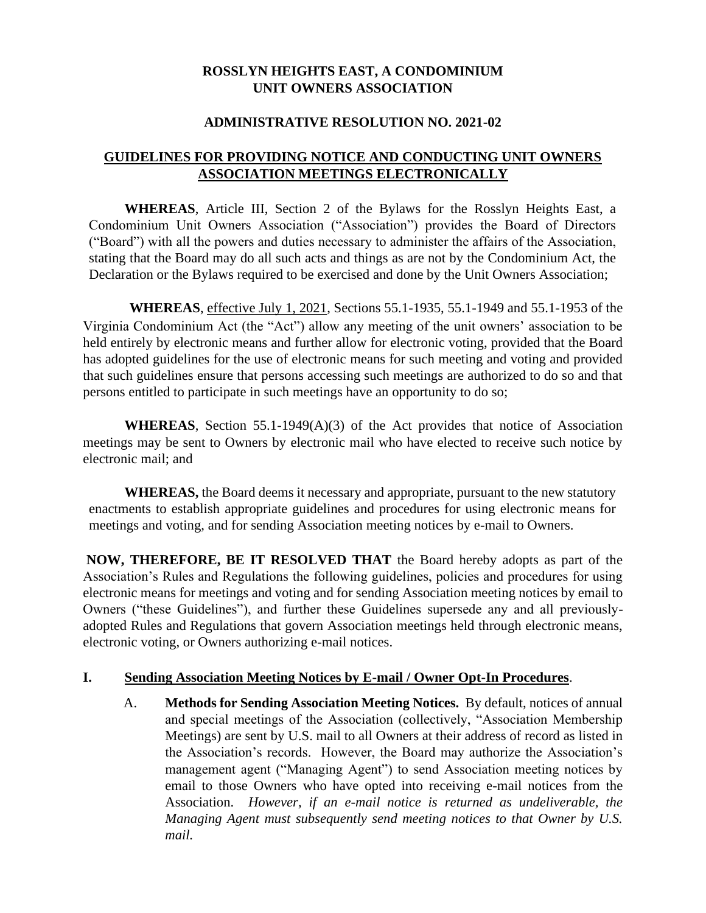# ROSSLYN HEIGHTS EAST, A CONDOMINIUM UNIT OWNERS ASSOCIATION

## ADMINISTRATIVE RESOLUTION NO. 2021-02

## GUIDELINES FOR PROVIDING NOTICE AND CONDUCTING UNIT OWNERS ASSOCIATION MEETINGS ELECTRONICALLY

**WHEREAS**, Article III, Section 2 of the Bylaws for the Rosslyn Heights East, a Condominium Unit Owners Association ("Association") provides the Board of Directors ("Board") with all the powers and duties necessary to administer the affairs of the Association, stating that the Board may do all such acts and things as are not by the Condominium Act, the Declaration or the Bylaws required to be exercised and done by the Unit Owners Association;

**WHEREAS**, effective July 1, 2021, Sections 55.1-1935, 55.1-1949 and 55.1-1953 of the Virginia Condominium Act (the "Act") allow any meeting of the unit owners' association to be held entirely by electronic means and further allow for electronic voting, provided that the Board has adopted guidelines for the use of electronic means for such meeting and voting and provided that such guidelines ensure that persons accessing such meetings are authorized to do so and that persons entitled to participate in such meetings have an opportunity to do so;

**WHEREAS**, Section 55.1-1949(A)(3) of the Act provides that notice of Association meetings may be sent to Owners by electronic mail who have elected to receive such notice by electronic mail; and

**WHEREAS,** the Board deems it necessary and appropriate, pursuant to the new statutory enactments to establish appropriate guidelines and procedures for using electronic means for meetings and voting, and for sending Association meeting notices by e-mail to Owners.

**NOW, THEREFORE, BE IT RESOLVED THAT** the Board hereby adopts as part of the Association's Rules and Regulations the following guidelines, policies and procedures for using electronic means for meetings and voting and for sending Association meeting notices by email to Owners ("these Guidelines"), and further these Guidelines supersede any and all previously-adopted Rules and Regulations that govern Association meetings held through electronic means, electronic voting, or Owners authorizing e-mail notices.

## I. Sending Association Meeting Notices by E-mail / Owner Opt-In Procedures.

A. **Methods for Sending Association Meeting Notices.** By default, notices of annual and special meetings of the Association (collectively, "Association Membership Meetings) are sent by U.S. mail to all Owners at their address of record as listed in the Association's records. However, the Board may authorize the Association's management agent ("Managing Agent") to send Association meeting notices by email to those Owners who have opted into receiving e-mail notices from the Association. *However, if an e-mail notice is returned as undeliverable, the Managing Agent must subsequently send meeting notices to that Owner by U.S. mail.*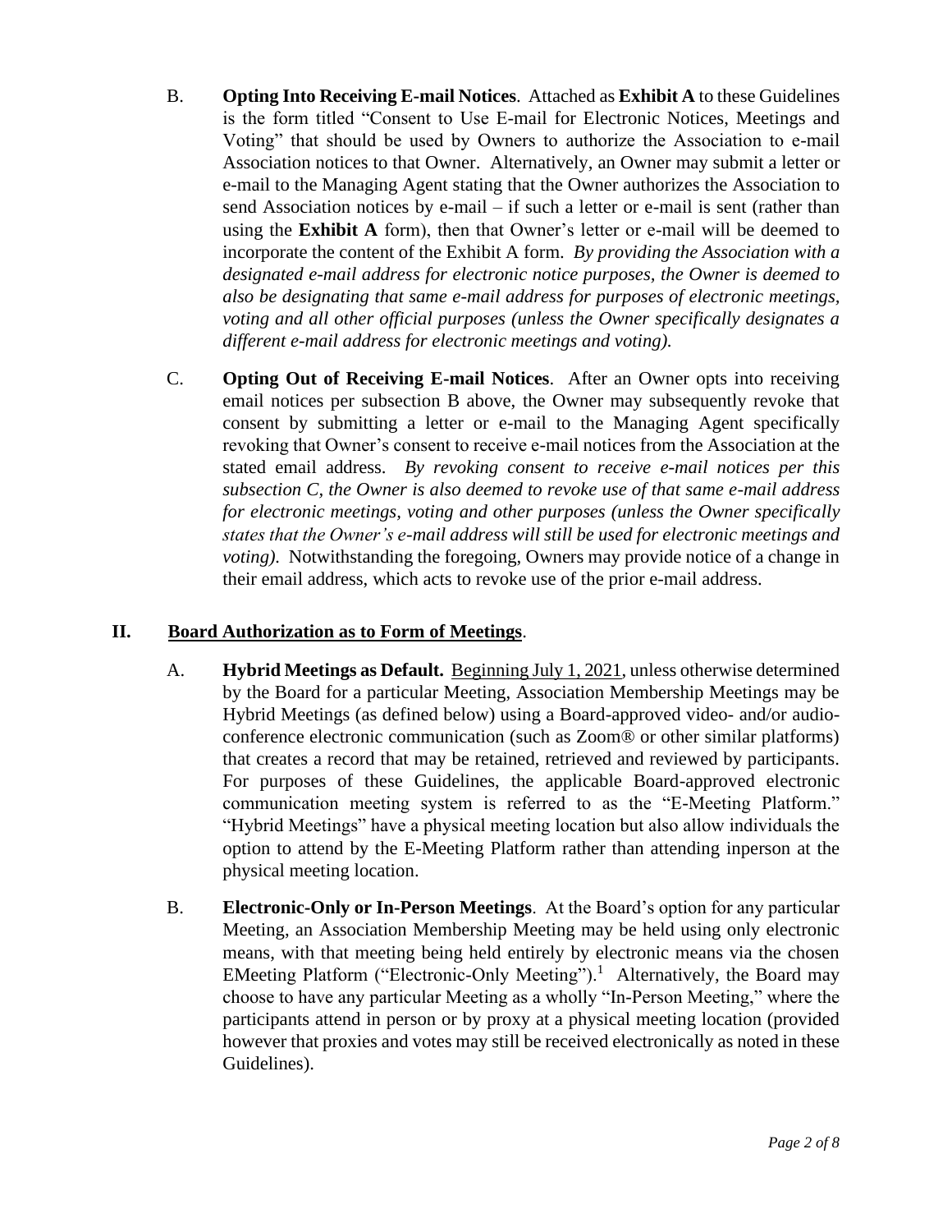B. **Opting Into Receiving E-mail Notices**. Attached as **Exhibit A** to these Guidelines is the form titled "Consent to Use E-mail for Electronic Notices, Meetings and Voting" that should be used by Owners to authorize the Association to e-mail Association notices to that Owner. Alternatively, an Owner may submit a letter or e-mail to the Managing Agent stating that the Owner authorizes the Association to send Association notices by e-mail – if such a letter or e-mail is sent (rather than using the **Exhibit A** form), then that Owner's letter or e-mail will be deemed to incorporate the content of the Exhibit A form. *By providing the Association with a designated e-mail address for electronic notice purposes, the Owner is deemed to also be designating that same e-mail address for purposes of electronic meetings, voting and all other official purposes (unless the Owner specifically designates a different e-mail address for electronic meetings and voting).*

C. **Opting Out of Receiving E-mail Notices**. After an Owner opts into receiving email notices per subsection B above, the Owner may subsequently revoke that consent by submitting a letter or e-mail to the Managing Agent specifically revoking that Owner's consent to receive e-mail notices from the Association at the stated email address. *By revoking consent to receive e-mail notices per this subsection C, the Owner is also deemed to revoke use of that same e-mail address for electronic meetings, voting and other purposes (unless the Owner specifically states that the Owner's e-mail address will still be used for electronic meetings and voting).* Notwithstanding the foregoing, Owners may provide notice of a change in their email address, which acts to revoke use of the prior e-mail address.

## II. Board Authorization as to Form of Meetings.

A. **Hybrid Meetings as Default.** Beginning July 1, 2021, unless otherwise determined by the Board for a particular Meeting, Association Membership Meetings may be Hybrid Meetings (as defined below) using a Board-approved video- and/or audio-conference electronic communication (such as Zoom® or other similar platforms) that creates a record that may be retained, retrieved and reviewed by participants. For purposes of these Guidelines, the applicable Board-approved electronic communication meeting system is referred to as the "E-Meeting Platform." "Hybrid Meetings" have a physical meeting location but also allow individuals the option to attend by the E-Meeting Platform rather than attending inperson at the physical meeting location.

B. **Electronic-Only or In-Person Meetings**. At the Board's option for any particular Meeting, an Association Membership Meeting may be held using only electronic means, with that meeting being held entirely by electronic means via the chosen EMeeting Platform ("Electronic-Only Meeting").[1] Alternatively, the Board may choose to have any particular Meeting as a wholly "In-Person Meeting," where the participants attend in person or by proxy at a physical meeting location (provided however that proxies and votes may still be received electronically as noted in these Guidelines).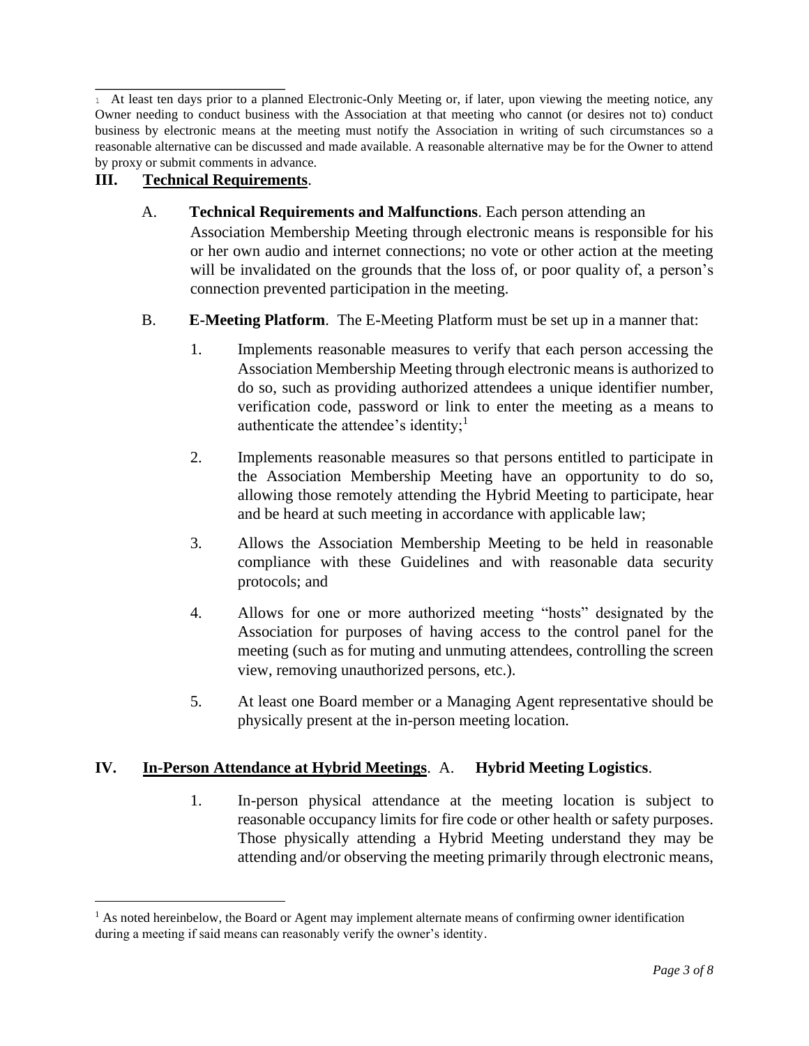[1] At least ten days prior to a planned Electronic-Only Meeting or, if later, upon viewing the meeting notice, any Owner needing to conduct business with the Association at that meeting who cannot (or desires not to) conduct business by electronic means at the meeting must notify the Association in writing of such circumstances so a reasonable alternative can be discussed and made available. A reasonable alternative may be for the Owner to attend by proxy or submit comments in advance.

## III. <u>Technical Requirements</u>.

A. **Technical Requirements and Malfunctions**. Each person attending an Association Membership Meeting through electronic means is responsible for his or her own audio and internet connections; no vote or other action at the meeting will be invalidated on the grounds that the loss of, or poor quality of, a person's connection prevented participation in the meeting.

B. **E-Meeting Platform**. The E-Meeting Platform must be set up in a manner that:

1. Implements reasonable measures to verify that each person accessing the Association Membership Meeting through electronic means is authorized to do so, such as providing authorized attendees a unique identifier number, verification code, password or link to enter the meeting as a means to authenticate the attendee's identity;[1]

2. Implements reasonable measures so that persons entitled to participate in the Association Membership Meeting have an opportunity to do so, allowing those remotely attending the Hybrid Meeting to participate, hear and be heard at such meeting in accordance with applicable law;

3. Allows the Association Membership Meeting to be held in reasonable compliance with these Guidelines and with reasonable data security protocols; and

4. Allows for one or more authorized meeting "hosts" designated by the Association for purposes of having access to the control panel for the meeting (such as for muting and unmuting attendees, controlling the screen view, removing unauthorized persons, etc.).

5. At least one Board member or a Managing Agent representative should be physically present at the in-person meeting location.

## IV. <u>In-Person Attendance at Hybrid Meetings</u>. A. **Hybrid Meeting Logistics**.

1. In-person physical attendance at the meeting location is subject to reasonable occupancy limits for fire code or other health or safety purposes. Those physically attending a Hybrid Meeting understand they may be attending and/or observing the meeting primarily through electronic means,

---

[1] As noted hereinbelow, the Board or Agent may implement alternate means of confirming owner identification during a meeting if said means can reasonably verify the owner's identity.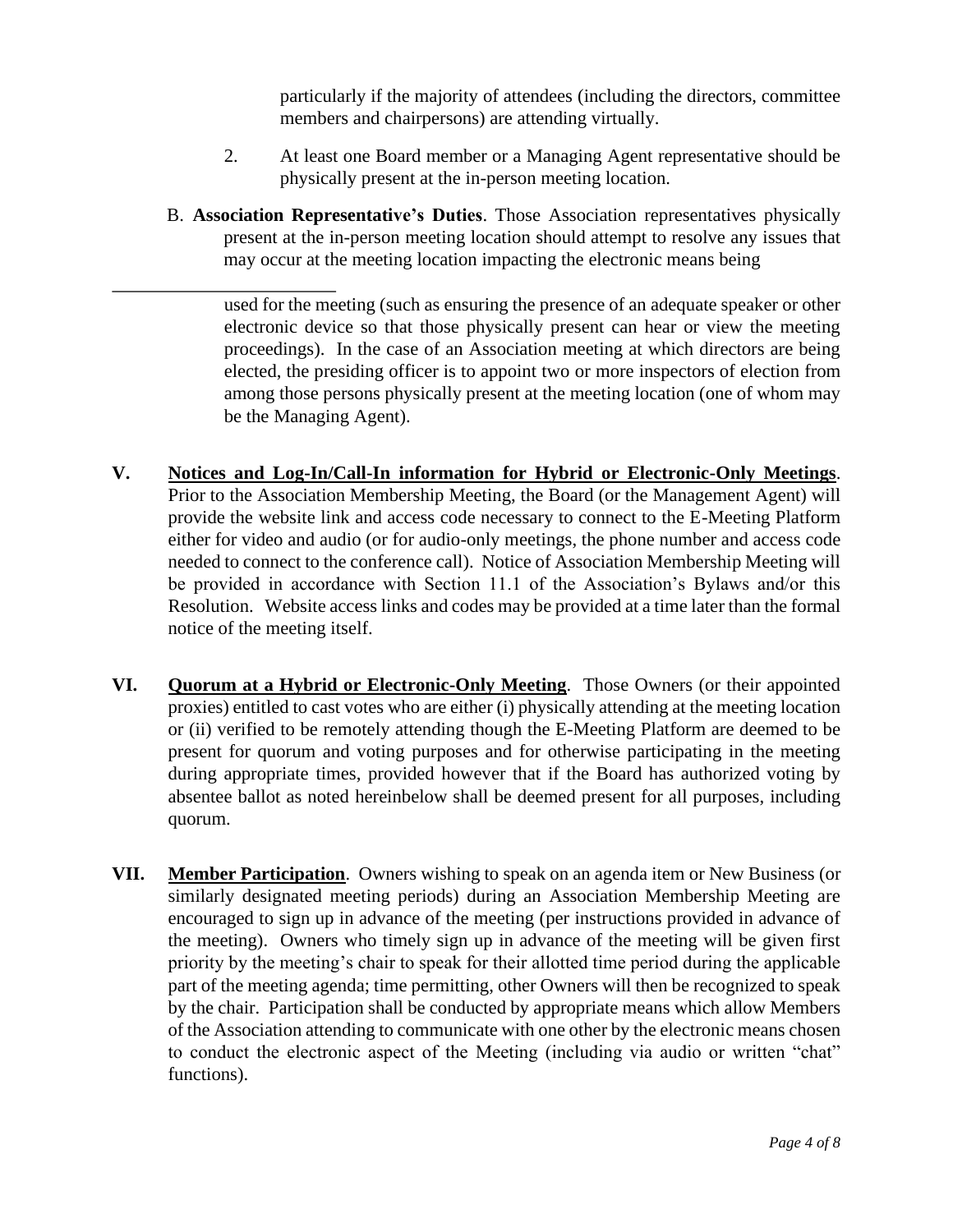particularly if the majority of attendees (including the directors, committee members and chairpersons) are attending virtually.

2. At least one Board member or a Managing Agent representative should be physically present at the in-person meeting location.

B. **Association Representative's Duties**. Those Association representatives physically present at the in-person meeting location should attempt to resolve any issues that may occur at the meeting location impacting the electronic means being used for the meeting (such as ensuring the presence of an adequate speaker or other electronic device so that those physically present can hear or view the meeting proceedings). In the case of an Association meeting at which directors are being elected, the presiding officer is to appoint two or more inspectors of election from among those persons physically present at the meeting location (one of whom may be the Managing Agent).

**V. <u>Notices and Log-In/Call-In information for Hybrid or Electronic-Only Meetings</u>**. Prior to the Association Membership Meeting, the Board (or the Management Agent) will provide the website link and access code necessary to connect to the E-Meeting Platform either for video and audio (or for audio-only meetings, the phone number and access code needed to connect to the conference call). Notice of Association Membership Meeting will be provided in accordance with Section 11.1 of the Association's Bylaws and/or this Resolution. Website access links and codes may be provided at a time later than the formal notice of the meeting itself.

**VI. <u>Quorum at a Hybrid or Electronic-Only Meeting</u>**. Those Owners (or their appointed proxies) entitled to cast votes who are either (i) physically attending at the meeting location or (ii) verified to be remotely attending though the E-Meeting Platform are deemed to be present for quorum and voting purposes and for otherwise participating in the meeting during appropriate times, provided however that if the Board has authorized voting by absentee ballot as noted hereinbelow shall be deemed present for all purposes, including quorum.

**VII. <u>Member Participation</u>**. Owners wishing to speak on an agenda item or New Business (or similarly designated meeting periods) during an Association Membership Meeting are encouraged to sign up in advance of the meeting (per instructions provided in advance of the meeting). Owners who timely sign up in advance of the meeting will be given first priority by the meeting's chair to speak for their allotted time period during the applicable part of the meeting agenda; time permitting, other Owners will then be recognized to speak by the chair. Participation shall be conducted by appropriate means which allow Members of the Association attending to communicate with one other by the electronic means chosen to conduct the electronic aspect of the Meeting (including via audio or written "chat" functions).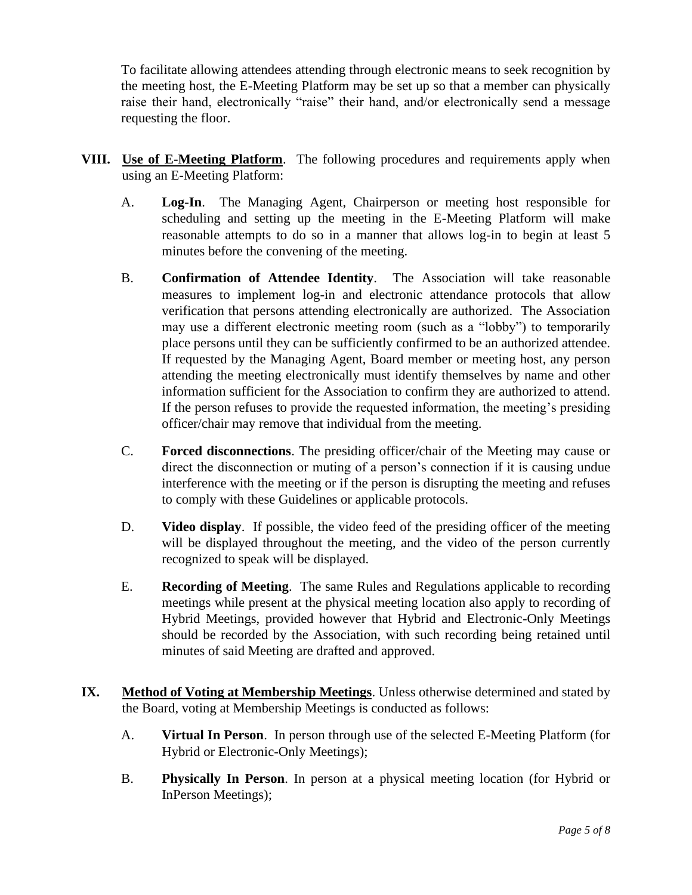To facilitate allowing attendees attending through electronic means to seek recognition by the meeting host, the E-Meeting Platform may be set up so that a member can physically raise their hand, electronically "raise" their hand, and/or electronically send a message requesting the floor.

**VIII. Use of E-Meeting Platform**. The following procedures and requirements apply when using an E-Meeting Platform:

A. **Log-In**. The Managing Agent, Chairperson or meeting host responsible for scheduling and setting up the meeting in the E-Meeting Platform will make reasonable attempts to do so in a manner that allows log-in to begin at least 5 minutes before the convening of the meeting.

B. **Confirmation of Attendee Identity**. The Association will take reasonable measures to implement log-in and electronic attendance protocols that allow verification that persons attending electronically are authorized. The Association may use a different electronic meeting room (such as a "lobby") to temporarily place persons until they can be sufficiently confirmed to be an authorized attendee. If requested by the Managing Agent, Board member or meeting host, any person attending the meeting electronically must identify themselves by name and other information sufficient for the Association to confirm they are authorized to attend. If the person refuses to provide the requested information, the meeting's presiding officer/chair may remove that individual from the meeting.

C. **Forced disconnections**. The presiding officer/chair of the Meeting may cause or direct the disconnection or muting of a person's connection if it is causing undue interference with the meeting or if the person is disrupting the meeting and refuses to comply with these Guidelines or applicable protocols.

D. **Video display**. If possible, the video feed of the presiding officer of the meeting will be displayed throughout the meeting, and the video of the person currently recognized to speak will be displayed.

E. **Recording of Meeting**. The same Rules and Regulations applicable to recording meetings while present at the physical meeting location also apply to recording of Hybrid Meetings, provided however that Hybrid and Electronic-Only Meetings should be recorded by the Association, with such recording being retained until minutes of said Meeting are drafted and approved.

**IX. Method of Voting at Membership Meetings**. Unless otherwise determined and stated by the Board, voting at Membership Meetings is conducted as follows:

A. **Virtual In Person**. In person through use of the selected E-Meeting Platform (for Hybrid or Electronic-Only Meetings);

B. **Physically In Person**. In person at a physical meeting location (for Hybrid or InPerson Meetings);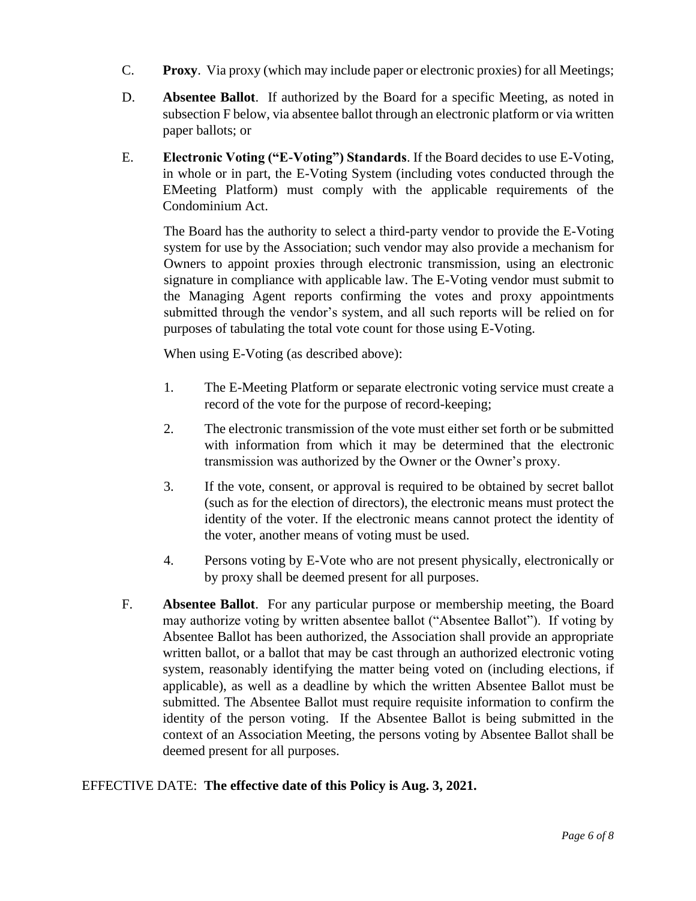C. **Proxy**. Via proxy (which may include paper or electronic proxies) for all Meetings;

D. **Absentee Ballot**. If authorized by the Board for a specific Meeting, as noted in subsection F below, via absentee ballot through an electronic platform or via written paper ballots; or

E. **Electronic Voting ("E-Voting") Standards**. If the Board decides to use E-Voting, in whole or in part, the E-Voting System (including votes conducted through the EMeeting Platform) must comply with the applicable requirements of the Condominium Act.

The Board has the authority to select a third-party vendor to provide the E-Voting system for use by the Association; such vendor may also provide a mechanism for Owners to appoint proxies through electronic transmission, using an electronic signature in compliance with applicable law. The E-Voting vendor must submit to the Managing Agent reports confirming the votes and proxy appointments submitted through the vendor's system, and all such reports will be relied on for purposes of tabulating the total vote count for those using E-Voting.

When using E-Voting (as described above):

1. The E-Meeting Platform or separate electronic voting service must create a record of the vote for the purpose of record-keeping;

2. The electronic transmission of the vote must either set forth or be submitted with information from which it may be determined that the electronic transmission was authorized by the Owner or the Owner's proxy.

3. If the vote, consent, or approval is required to be obtained by secret ballot (such as for the election of directors), the electronic means must protect the identity of the voter. If the electronic means cannot protect the identity of the voter, another means of voting must be used.

4. Persons voting by E-Vote who are not present physically, electronically or by proxy shall be deemed present for all purposes.

F. **Absentee Ballot**. For any particular purpose or membership meeting, the Board may authorize voting by written absentee ballot ("Absentee Ballot"). If voting by Absentee Ballot has been authorized, the Association shall provide an appropriate written ballot, or a ballot that may be cast through an authorized electronic voting system, reasonably identifying the matter being voted on (including elections, if applicable), as well as a deadline by which the written Absentee Ballot must be submitted. The Absentee Ballot must require requisite information to confirm the identity of the person voting. If the Absentee Ballot is being submitted in the context of an Association Meeting, the persons voting by Absentee Ballot shall be deemed present for all purposes.

EFFECTIVE DATE: **The effective date of this Policy is Aug. 3, 2021.**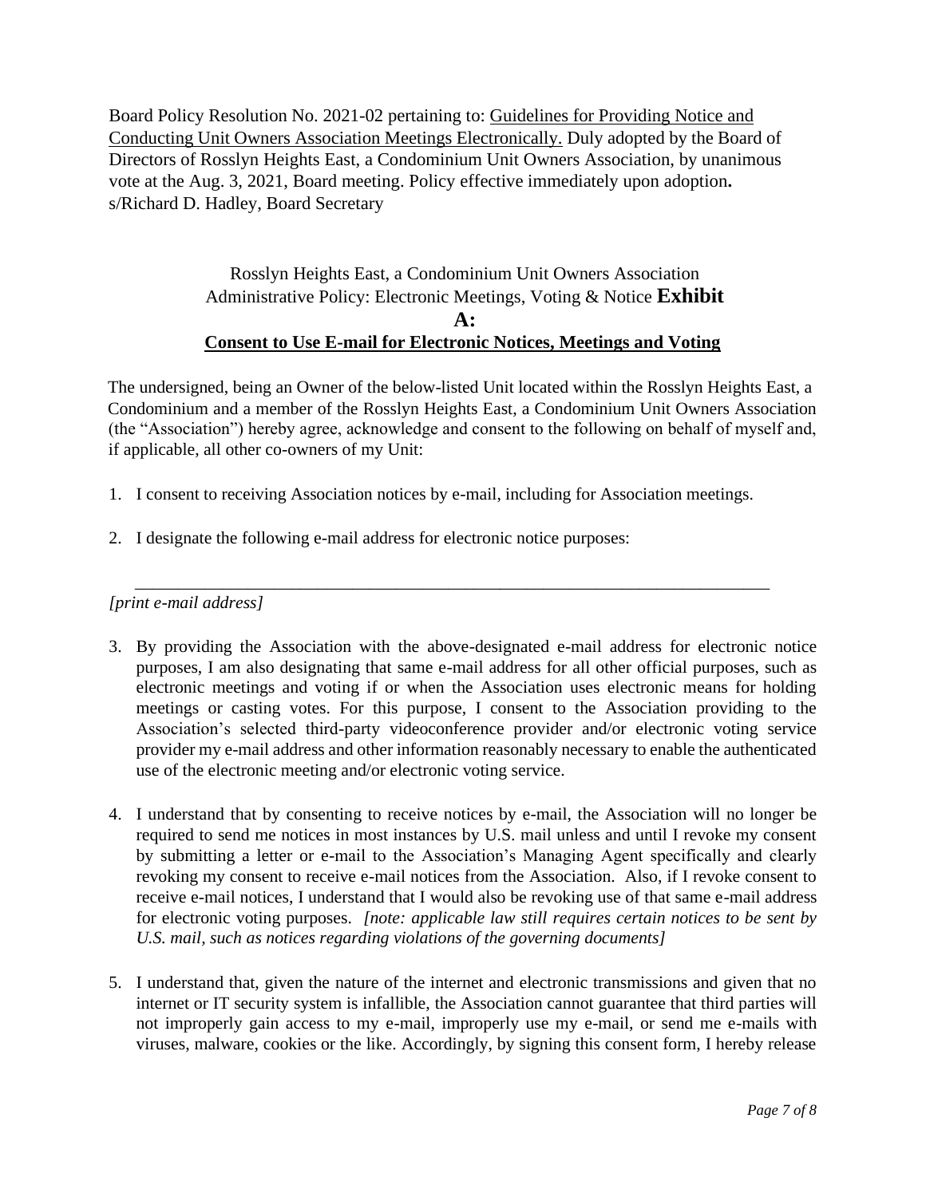Board Policy Resolution No. 2021-02 pertaining to: Guidelines for Providing Notice and Conducting Unit Owners Association Meetings Electronically. Duly adopted by the Board of Directors of Rosslyn Heights East, a Condominium Unit Owners Association, by unanimous vote at the Aug. 3, 2021, Board meeting. Policy effective immediately upon adoption**.**
s/Richard D. Hadley, Board Secretary

Rosslyn Heights East, a Condominium Unit Owners Association
Administrative Policy: Electronic Meetings, Voting & Notice **Exhibit A:**

**Consent to Use E-mail for Electronic Notices, Meetings and Voting**

The undersigned, being an Owner of the below-listed Unit located within the Rosslyn Heights East, a Condominium and a member of the Rosslyn Heights East, a Condominium Unit Owners Association (the "Association") hereby agree, acknowledge and consent to the following on behalf of myself and, if applicable, all other co-owners of my Unit:

1. I consent to receiving Association notices by e-mail, including for Association meetings.

2. I designate the following e-mail address for electronic notice purposes:

   ___________________________________________________________________________

   *[print e-mail address]*

3. By providing the Association with the above-designated e-mail address for electronic notice purposes, I am also designating that same e-mail address for all other official purposes, such as electronic meetings and voting if or when the Association uses electronic means for holding meetings or casting votes. For this purpose, I consent to the Association providing to the Association's selected third-party videoconference provider and/or electronic voting service provider my e-mail address and other information reasonably necessary to enable the authenticated use of the electronic meeting and/or electronic voting service.

4. I understand that by consenting to receive notices by e-mail, the Association will no longer be required to send me notices in most instances by U.S. mail unless and until I revoke my consent by submitting a letter or e-mail to the Association's Managing Agent specifically and clearly revoking my consent to receive e-mail notices from the Association. Also, if I revoke consent to receive e-mail notices, I understand that I would also be revoking use of that same e-mail address for electronic voting purposes. *[note: applicable law still requires certain notices to be sent by U.S. mail, such as notices regarding violations of the governing documents]*

5. I understand that, given the nature of the internet and electronic transmissions and given that no internet or IT security system is infallible, the Association cannot guarantee that third parties will not improperly gain access to my e-mail, improperly use my e-mail, or send me e-mails with viruses, malware, cookies or the like. Accordingly, by signing this consent form, I hereby release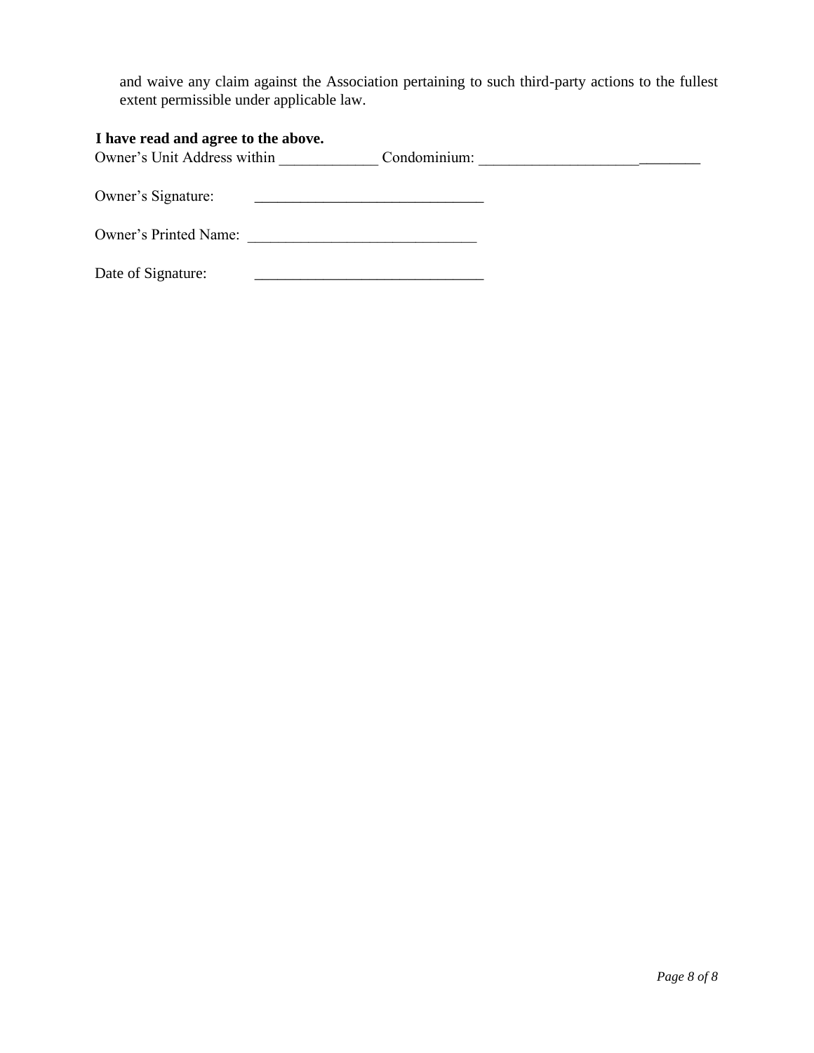and waive any claim against the Association pertaining to such third-party actions to the fullest extent permissible under applicable law.

**I have read and agree to the above.**

Owner's Unit Address within _____________ Condominium: _____________________________

Owner's Signature: ______________________________

Owner's Printed Name: ______________________________

Date of Signature: ______________________________